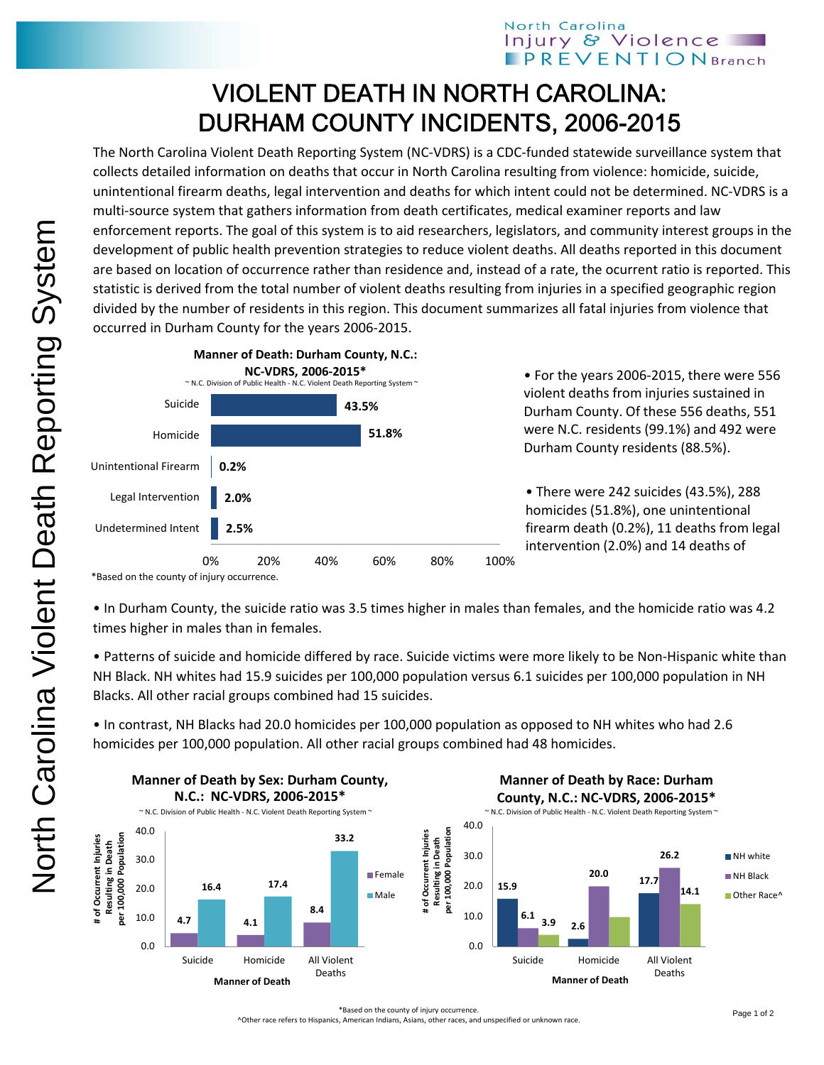# VIOLENT DEATH IN NORTH CAROLINA: DURHAM COUNTY INCIDENTS, 2006-2015

The North Carolina Violent Death Reporting System (NC-VDRS) is a CDC-funded statewide surveillance system that collects detailed information on deaths that occur in North Carolina resulting from violence: homicide, suicide, unintentional firearm deaths, legal intervention and deaths for which intent could not be determined. NC-VDRS is a multi-source system that gathers information from death certificates, medical examiner reports and law enforcement reports. The goal of this system is to aid researchers, legislators, and community interest groups in the development of public health prevention strategies to reduce violent deaths. All deaths reported in this document are based on location of occurrence rather than residence and, instead of a rate, the ocurrent ratio is reported. This statistic is derived from the total number of violent deaths resulting from injuries in a specified geographic region divided by the number of residents in this region. This document summarizes all fatal injuries from violence that occurred in Durham County for the years 2006-2015.

**Manner of Death: Durham County, N.C.: NC-VDRS, 2006-2015***

~ N.C. Division of Public Health - N.C. Violent Death Reporting System ~

| Manner of Death | Percent |
|---|---|
| Suicide | 43.5% |
| Homicide | 51.8% |
| Unintentional Firearm | 0.2% |
| Legal Intervention | 2.0% |
| Undetermined Intent | 2.5% |

*Based on the county of injury occurrence.

- For the years 2006-2015, there were 556 violent deaths from injuries sustained in Durham County. Of these 556 deaths, 551 were N.C. residents (99.1%) and 492 were Durham County residents (88.5%).

- There were 242 suicides (43.5%), 288 homicides (51.8%), one unintentional firearm death (0.2%), 11 deaths from legal intervention (2.0%) and 14 deaths of

- In Durham County, the suicide ratio was 3.5 times higher in males than females, and the homicide ratio was 4.2 times higher in males than in females.

- Patterns of suicide and homicide differed by race. Suicide victims were more likely to be Non-Hispanic white than NH Black. NH whites had 15.9 suicides per 100,000 population versus 6.1 suicides per 100,000 population in NH Blacks. All other racial groups combined had 15 suicides.

- In contrast, NH Blacks had 20.0 homicides per 100,000 population as opposed to NH whites who had 2.6 homicides per 100,000 population. All other racial groups combined had 48 homicides.

**Manner of Death by Sex: Durham County, N.C.: NC-VDRS, 2006-2015***

~ N.C. Division of Public Health - N.C. Violent Death Reporting System ~

| Manner of Death | Female | Male |
|---|---|---|
| Suicide | 4.7 | 16.4 |
| Homicide | 4.1 | 17.4 |
| All Violent Deaths | 8.4 | 33.2 |

(# of Occurrent Injuries Resulting in Death per 100,000 Population)

**Manner of Death by Race: Durham County, N.C.: NC-VDRS, 2006-2015***

~ N.C. Division of Public Health - N.C. Violent Death Reporting System ~

| Manner of Death | NH white | NH Black | Other Race^ |
|---|---|---|---|
| Suicide | 15.9 | 6.1 | 3.9 |
| Homicide | 2.6 | 20.0 | |
| All Violent Deaths | 17.7 | 26.2 | 14.1 |

(# of Occurrent Injuries Resulting in Death per 100,000 Population)

*Based on the county of injury occurrence.

^Other race refers to Hispanics, American Indians, Asians, other races, and unspecified or unknown race.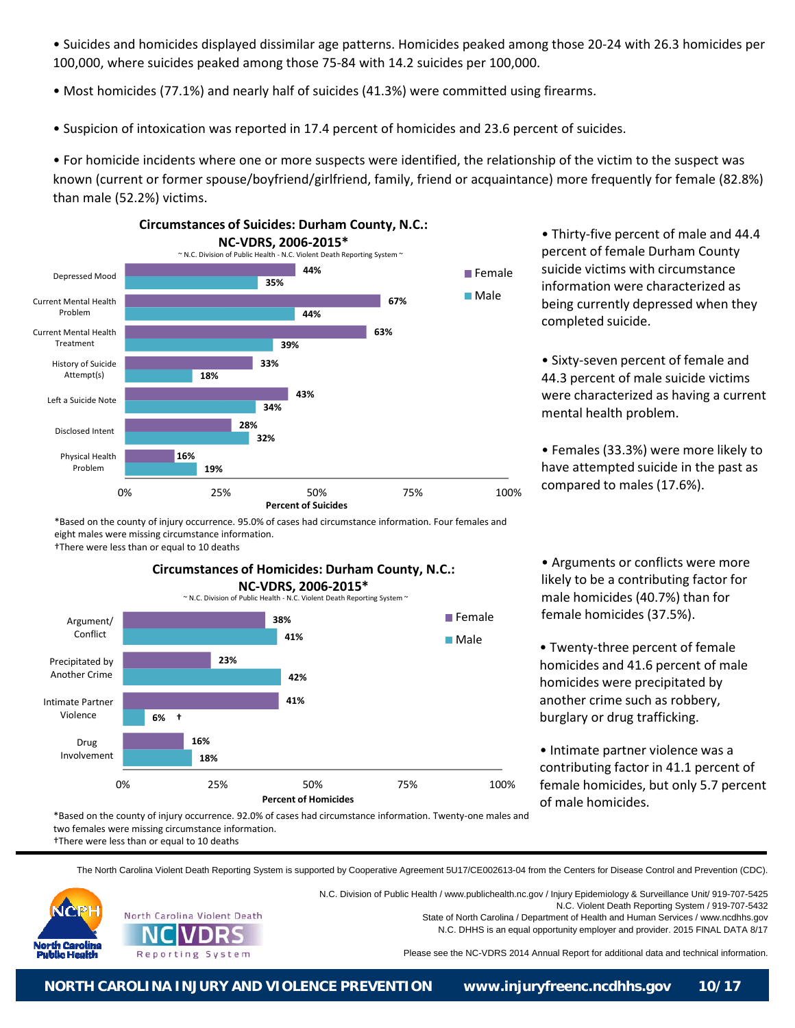- Suicides and homicides displayed dissimilar age patterns. Homicides peaked among those 20-24 with 26.3 homicides per 100,000, where suicides peaked among those 75-84 with 14.2 suicides per 100,000.
- Most homicides (77.1%) and nearly half of suicides (41.3%) were committed using firearms.
- Suspicion of intoxication was reported in 17.4 percent of homicides and 23.6 percent of suicides.
- For homicide incidents where one or more suspects were identified, the relationship of the victim to the suspect was known (current or former spouse/boyfriend/girlfriend, family, friend or acquaintance) more frequently for female (82.8%) than male (52.2%) victims.

**Circumstances of Suicides: Durham County, N.C.: NC-VDRS, 2006-2015***

~ N.C. Division of Public Health - N.C. Violent Death Reporting System ~

Female
Male

Depressed Mood: 44%, 35%
Current Mental Health Problem: 67%, 44%
Current Mental Health Treatment: 63%, 39%
History of Suicide Attempt(s): 33%, 18%
Left a Suicide Note: 43%, 34%
Disclosed Intent: 28%, 32%
Physical Health Problem: 16%, 19%

0% 25% 50% 75% 100%
Percent of Suicides

*Based on the county of injury occurrence. 95.0% of cases had circumstance information. Four females and eight males were missing circumstance information.
†There were less than or equal to 10 deaths

- Thirty-five percent of male and 44.4 percent of female Durham County suicide victims with circumstance information were characterized as being currently depressed when they completed suicide.
- Sixty-seven percent of female and 44.3 percent of male suicide victims were characterized as having a current mental health problem.
- Females (33.3%) were more likely to have attempted suicide in the past as compared to males (17.6%).

**Circumstances of Homicides: Durham County, N.C.: NC-VDRS, 2006-2015***

~ N.C. Division of Public Health - N.C. Violent Death Reporting System ~

Female
Male

Argument/ Conflict: 38%, 41%
Precipitated by Another Crime: 23%, 42%
Intimate Partner Violence: 41%, 6% †
Drug Involvement: 16%, 18%

0% 25% 50% 75% 100%
Percent of Homicides

*Based on the county of injury occurrence. 92.0% of cases had circumstance information. Twenty-one males and two females were missing circumstance information.
†There were less than or equal to 10 deaths

- Arguments or conflicts were more likely to be a contributing factor for male homicides (40.7%) than for female homicides (37.5%).
- Twenty-three percent of female homicides and 41.6 percent of male homicides were precipitated by another crime such as robbery, burglary or drug trafficking.
- Intimate partner violence was a contributing factor in 41.1 percent of female homicides, but only 5.7 percent of male homicides.

The North Carolina Violent Death Reporting System is supported by Cooperative Agreement 5U17/CE002613-04 from the Centers for Disease Control and Prevention (CDC).

N.C. Division of Public Health / www.publichealth.nc.gov / Injury Epidemiology & Surveillance Unit/ 919-707-5425
N.C. Violent Death Reporting System / 919-707-5432
State of North Carolina / Department of Health and Human Services / www.ncdhhs.gov
N.C. DHHS is an equal opportunity employer and provider. 2015 FINAL DATA 8/17

Please see the NC-VDRS 2014 Annual Report for additional data and technical information.